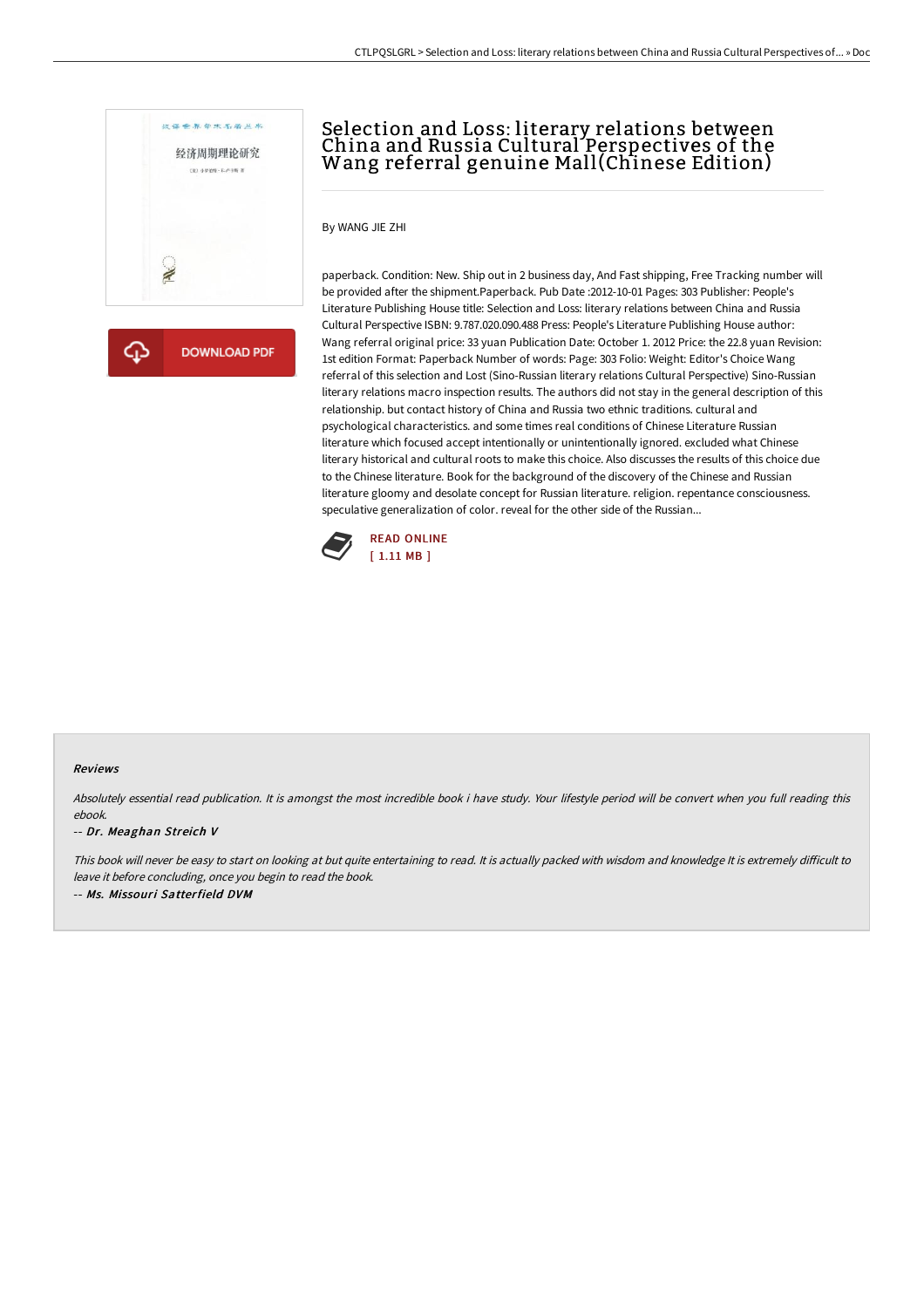# Selection and Loss: literary relations between China and Russia Cultural Perspectives of the Wang referral genuine Mall(Chinese Edition)

By WANG JIE ZHI

paperback. Condition: New. Ship out in 2 business day, And Fast shipping, Free Tracking number will be provided after the shipment.Paperback. Pub Date :2012-10-01 Pages: 303 Publisher: People's Literature Publishing House title: Selection and Loss: literary relations between China and Russia Cultural Perspective ISBN: 9.787.020.090.488 Press: People's Literature Publishing House author: Wang referral original price: 33 yuan Publication Date: October 1. 2012 Price: the 22.8 yuan Revision: 1st edition Format: Paperback Number of words: Page: 303 Folio: Weight: Editor's Choice Wang referral of this selection and Lost (Sino-Russian literary relations Cultural Perspective) Sino-Russian literary relations macro inspection results. The authors did not stay in the general description of this relationship. but contact history of China and Russia two ethnic traditions. cultural and psychological characteristics. and some times real conditions of Chinese Literature Russian literature which focused accept intentionally or unintentionally ignored. excluded what Chinese literary historical and cultural roots to make this choice. Also discusses the results of this choice due to the Chinese literature. Book for the background of the discovery of the Chinese and Russian literature gloomy and desolate concept for Russian literature. religion. repentance consciousness. speculative generalization of color. reveal for the other side of the Russian...

READ ONLINE
[ 1.11 MB ]

#### Reviews

*Absolutely essential read publication. It is amongst the most incredible book i have study. Your lifestyle period will be convert when you full reading this ebook.*

*-- Dr. Meaghan Streich V*

*This book will never be easy to start on looking at but quite entertaining to read. It is actually packed with wisdom and knowledge It is extremely difficult to leave it before concluding, once you begin to read the book.*

*-- Ms. Missouri Satterfield DVM*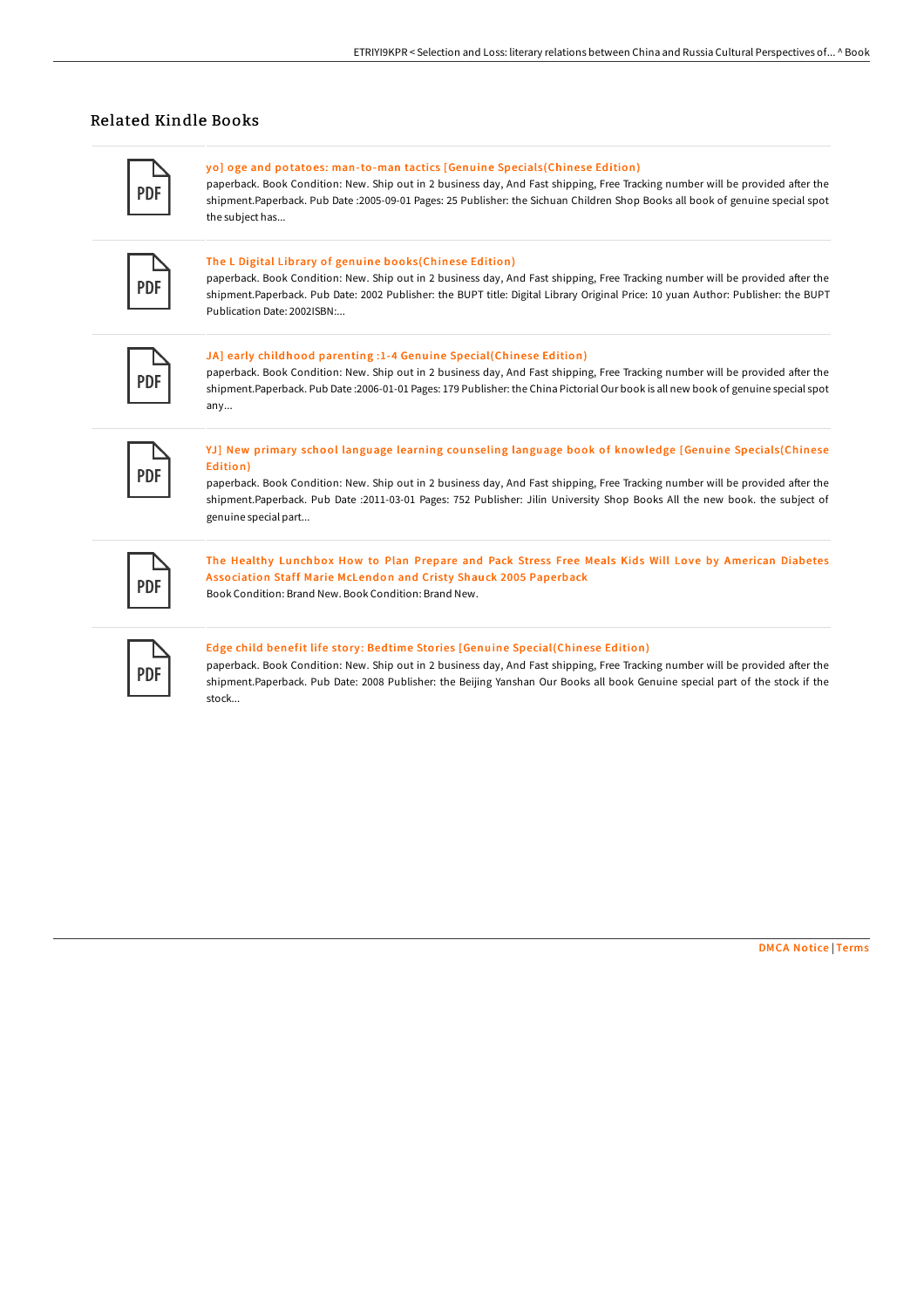## Related Kindle Books

**yo] oge and potatoes: man-to-man tactics [Genuine Specials(Chinese Edition)**

paperback. Book Condition: New. Ship out in 2 business day, And Fast shipping, Free Tracking number will be provided after the shipment.Paperback. Pub Date :2005-09-01 Pages: 25 Publisher: the Sichuan Children Shop Books all book of genuine special spot the subject has...

**The L Digital Library of genuine books(Chinese Edition)**

paperback. Book Condition: New. Ship out in 2 business day, And Fast shipping, Free Tracking number will be provided after the shipment.Paperback. Pub Date: 2002 Publisher: the BUPT title: Digital Library Original Price: 10 yuan Author: Publisher: the BUPT Publication Date: 2002ISBN:...

**JA] early childhood parenting :1-4 Genuine Special(Chinese Edition)**

paperback. Book Condition: New. Ship out in 2 business day, And Fast shipping, Free Tracking number will be provided after the shipment.Paperback. Pub Date :2006-01-01 Pages: 179 Publisher: the China Pictorial Our book is all new book of genuine special spot any...

**YJ] New primary school language learning counseling language book of knowledge [Genuine Specials(Chinese Edition)**

paperback. Book Condition: New. Ship out in 2 business day, And Fast shipping, Free Tracking number will be provided after the shipment.Paperback. Pub Date :2011-03-01 Pages: 752 Publisher: Jilin University Shop Books All the new book. the subject of genuine special part...

**The Healthy Lunchbox How to Plan Prepare and Pack Stress Free Meals Kids Will Love by American Diabetes Association Staff Marie McLendon and Cristy Shauck 2005 Paperback**

Book Condition: Brand New. Book Condition: Brand New.

**Edge child benefit life story: Bedtime Stories [Genuine Special(Chinese Edition)**

paperback. Book Condition: New. Ship out in 2 business day, And Fast shipping, Free Tracking number will be provided after the shipment.Paperback. Pub Date: 2008 Publisher: the Beijing Yanshan Our Books all book Genuine special part of the stock if the stock...

DMCA Notice | Terms